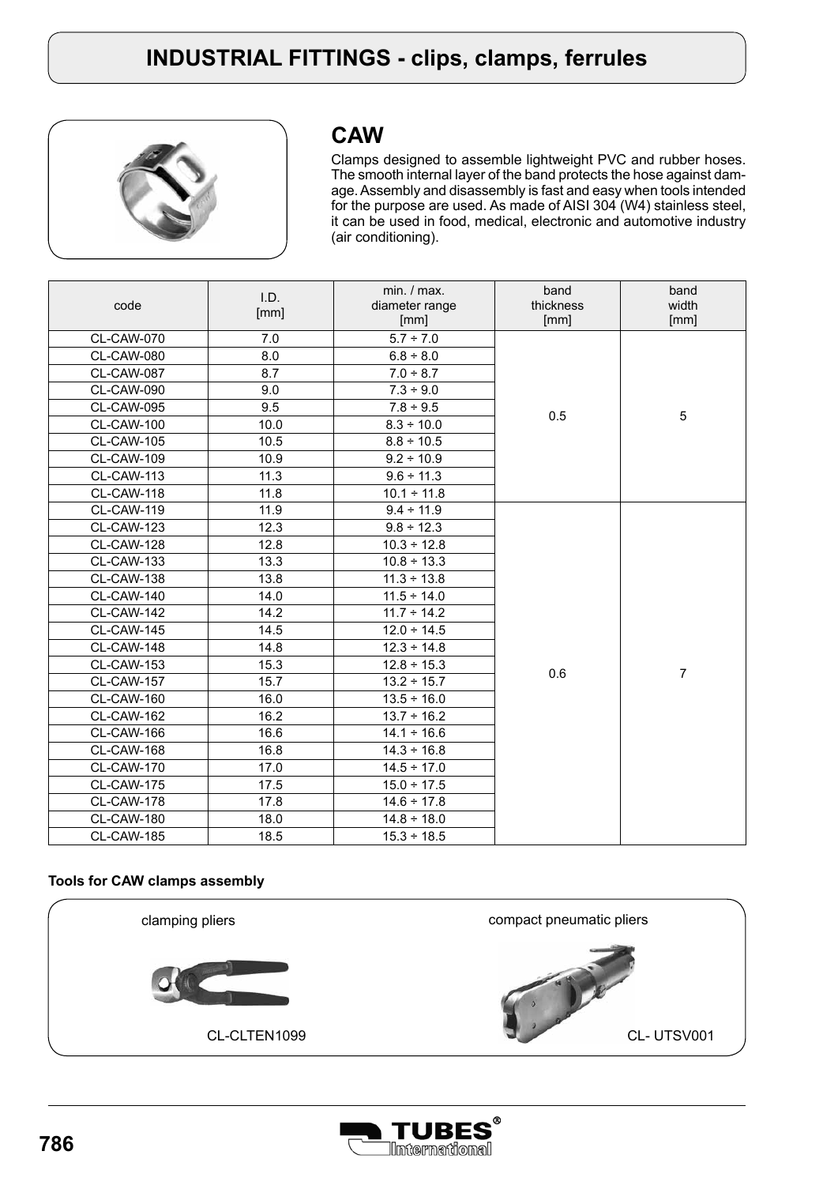# INDUSTRIAL FITTINGS - clips, clamps, ferrules

## CAW

Clamps designed to assemble lightweight PVC and rubber hoses. The smooth internal layer of the band protects the hose against damage. Assembly and disassembly is fast and easy when tools intended for the purpose are used. As made of AISI 304 (W4) stainless steel, it can be used in food, medical, electronic and automotive industry (air conditioning).

| code | I.D. [mm] | min. / max. diameter range [mm] | band thickness [mm] | band width [mm] |
|---|---|---|---|---|
| CL-CAW-070 | 7.0 | 5.7 ÷ 7.0 | 0.5 | 5 |
| CL-CAW-080 | 8.0 | 6.8 ÷ 8.0 | | |
| CL-CAW-087 | 8.7 | 7.0 ÷ 8.7 | | |
| CL-CAW-090 | 9.0 | 7.3 ÷ 9.0 | | |
| CL-CAW-095 | 9.5 | 7.8 ÷ 9.5 | | |
| CL-CAW-100 | 10.0 | 8.3 ÷ 10.0 | | |
| CL-CAW-105 | 10.5 | 8.8 ÷ 10.5 | | |
| CL-CAW-109 | 10.9 | 9.2 ÷ 10.9 | | |
| CL-CAW-113 | 11.3 | 9.6 ÷ 11.3 | | |
| CL-CAW-118 | 11.8 | 10.1 ÷ 11.8 | | |
| CL-CAW-119 | 11.9 | 9.4 ÷ 11.9 | 0.6 | 7 |
| CL-CAW-123 | 12.3 | 9.8 ÷ 12.3 | | |
| CL-CAW-128 | 12.8 | 10.3 ÷ 12.8 | | |
| CL-CAW-133 | 13.3 | 10.8 ÷ 13.3 | | |
| CL-CAW-138 | 13.8 | 11.3 ÷ 13.8 | | |
| CL-CAW-140 | 14.0 | 11.5 ÷ 14.0 | | |
| CL-CAW-142 | 14.2 | 11.7 ÷ 14.2 | | |
| CL-CAW-145 | 14.5 | 12.0 ÷ 14.5 | | |
| CL-CAW-148 | 14.8 | 12.3 ÷ 14.8 | | |
| CL-CAW-153 | 15.3 | 12.8 ÷ 15.3 | | |
| CL-CAW-157 | 15.7 | 13.2 ÷ 15.7 | | |
| CL-CAW-160 | 16.0 | 13.5 ÷ 16.0 | | |
| CL-CAW-162 | 16.2 | 13.7 ÷ 16.2 | | |
| CL-CAW-166 | 16.6 | 14.1 ÷ 16.6 | | |
| CL-CAW-168 | 16.8 | 14.3 ÷ 16.8 | | |
| CL-CAW-170 | 17.0 | 14.5 ÷ 17.0 | | |
| CL-CAW-175 | 17.5 | 15.0 ÷ 17.5 | | |
| CL-CAW-178 | 17.8 | 14.6 ÷ 17.8 | | |
| CL-CAW-180 | 18.0 | 14.8 ÷ 18.0 | | |
| CL-CAW-185 | 18.5 | 15.3 ÷ 18.5 | | |

**Tools for CAW clamps assembly**

clamping pliers

CL-CLTEN1099

compact pneumatic pliers

CL- UTSV001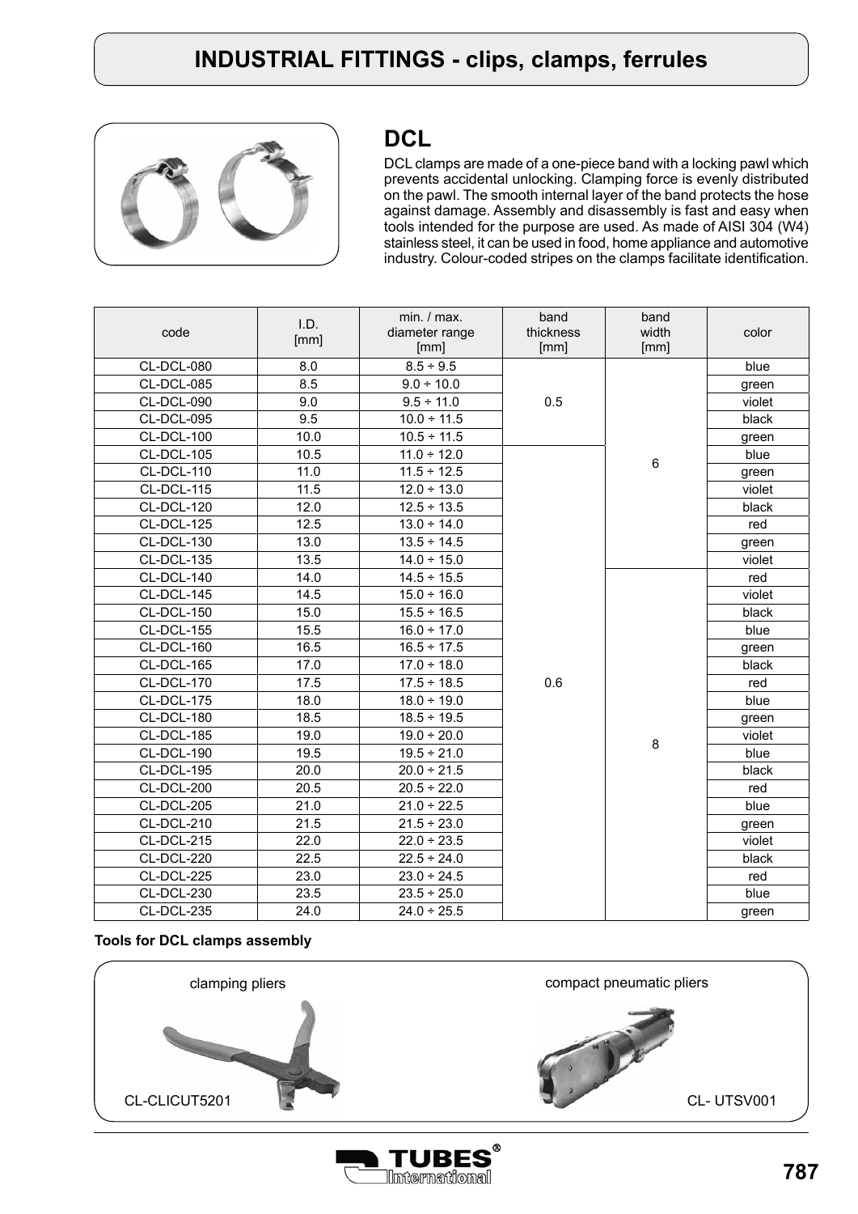# INDUSTRIAL FITTINGS - clips, clamps, ferrules

## DCL

DCL clamps are made of a one-piece band with a locking pawl which prevents accidental unlocking. Clamping force is evenly distributed on the pawl. The smooth internal layer of the band protects the hose against damage. Assembly and disassembly is fast and easy when tools intended for the purpose are used. As made of AISI 304 (W4) stainless steel, it can be used in food, home appliance and automotive industry. Colour-coded stripes on the clamps facilitate identification.

| code | I.D. [mm] | min. / max. diameter range [mm] | band thickness [mm] | band width [mm] | color |
|---|---|---|---|---|---|
| CL-DCL-080 | 8.0 | 8.5 ÷ 9.5 | 0.5 | 6 | blue |
| CL-DCL-085 | 8.5 | 9.0 ÷ 10.0 | | | green |
| CL-DCL-090 | 9.0 | 9.5 ÷ 11.0 | | | violet |
| CL-DCL-095 | 9.5 | 10.0 ÷ 11.5 | | | black |
| CL-DCL-100 | 10.0 | 10.5 ÷ 11.5 | | | green |
| CL-DCL-105 | 10.5 | 11.0 ÷ 12.0 | 0.6 | | blue |
| CL-DCL-110 | 11.0 | 11.5 ÷ 12.5 | | | green |
| CL-DCL-115 | 11.5 | 12.0 ÷ 13.0 | | | violet |
| CL-DCL-120 | 12.0 | 12.5 ÷ 13.5 | | | black |
| CL-DCL-125 | 12.5 | 13.0 ÷ 14.0 | | | red |
| CL-DCL-130 | 13.0 | 13.5 ÷ 14.5 | | | green |
| CL-DCL-135 | 13.5 | 14.0 ÷ 15.0 | | | violet |
| CL-DCL-140 | 14.0 | 14.5 ÷ 15.5 | | 8 | red |
| CL-DCL-145 | 14.5 | 15.0 ÷ 16.0 | | | violet |
| CL-DCL-150 | 15.0 | 15.5 ÷ 16.5 | | | black |
| CL-DCL-155 | 15.5 | 16.0 ÷ 17.0 | | | blue |
| CL-DCL-160 | 16.5 | 16.5 ÷ 17.5 | | | green |
| CL-DCL-165 | 17.0 | 17.0 ÷ 18.0 | | | black |
| CL-DCL-170 | 17.5 | 17.5 ÷ 18.5 | | | red |
| CL-DCL-175 | 18.0 | 18.0 ÷ 19.0 | | | blue |
| CL-DCL-180 | 18.5 | 18.5 ÷ 19.5 | | | green |
| CL-DCL-185 | 19.0 | 19.0 ÷ 20.0 | | | violet |
| CL-DCL-190 | 19.5 | 19.5 ÷ 21.0 | | | blue |
| CL-DCL-195 | 20.0 | 20.0 ÷ 21.5 | | | black |
| CL-DCL-200 | 20.5 | 20.5 ÷ 22.0 | | | red |
| CL-DCL-205 | 21.0 | 21.0 ÷ 22.5 | | | blue |
| CL-DCL-210 | 21.5 | 21.5 ÷ 23.0 | | | green |
| CL-DCL-215 | 22.0 | 22.0 ÷ 23.5 | | | violet |
| CL-DCL-220 | 22.5 | 22.5 ÷ 24.0 | | | black |
| CL-DCL-225 | 23.0 | 23.0 ÷ 24.5 | | | red |
| CL-DCL-230 | 23.5 | 23.5 ÷ 25.0 | | | blue |
| CL-DCL-235 | 24.0 | 24.0 ÷ 25.5 | | | green |

**Tools for DCL clamps assembly**

clamping pliers

CL-CLICUT5201

compact pneumatic pliers

CL- UTSV001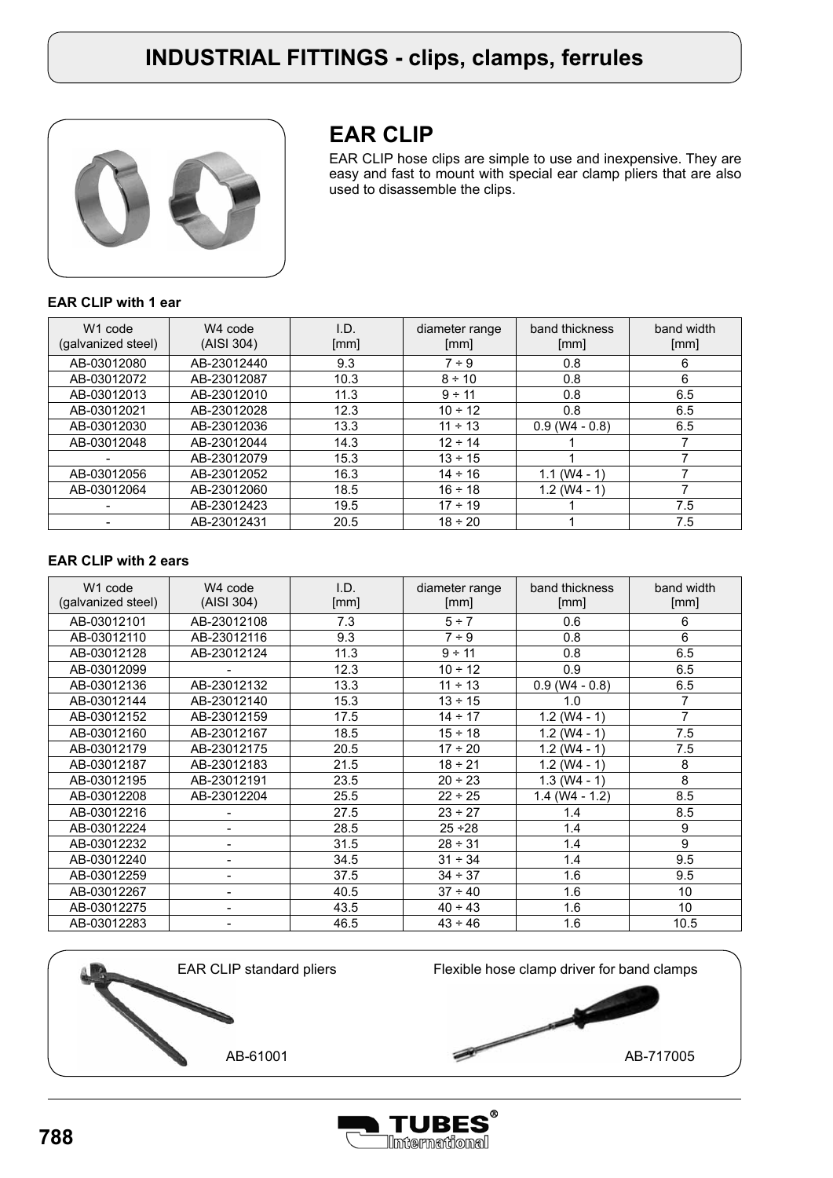# INDUSTRIAL FITTINGS - clips, clamps, ferrules

## EAR CLIP

EAR CLIP hose clips are simple to use and inexpensive. They are easy and fast to mount with special ear clamp pliers that are also used to disassemble the clips.

**EAR CLIP with 1 ear**

| W1 code (galvanized steel) | W4 code (AISI 304) | I.D. [mm] | diameter range [mm] | band thickness [mm] | band width [mm] |
|---|---|---|---|---|---|
| AB-03012080 | AB-23012440 | 9.3 | 7 ÷ 9 | 0.8 | 6 |
| AB-03012072 | AB-23012087 | 10.3 | 8 ÷ 10 | 0.8 | 6 |
| AB-03012013 | AB-23012010 | 11.3 | 9 ÷ 11 | 0.8 | 6.5 |
| AB-03012021 | AB-23012028 | 12.3 | 10 ÷ 12 | 0.8 | 6.5 |
| AB-03012030 | AB-23012036 | 13.3 | 11 ÷ 13 | 0.9 (W4 - 0.8) | 6.5 |
| AB-03012048 | AB-23012044 | 14.3 | 12 ÷ 14 | 1 | 7 |
| - | AB-23012079 | 15.3 | 13 ÷ 15 | 1 | 7 |
| AB-03012056 | AB-23012052 | 16.3 | 14 ÷ 16 | 1.1 (W4 - 1) | 7 |
| AB-03012064 | AB-23012060 | 18.5 | 16 ÷ 18 | 1.2 (W4 - 1) | 7 |
| - | AB-23012423 | 19.5 | 17 ÷ 19 | 1 | 7.5 |
| - | AB-23012431 | 20.5 | 18 ÷ 20 | 1 | 7.5 |

**EAR CLIP with 2 ears**

| W1 code (galvanized steel) | W4 code (AISI 304) | I.D. [mm] | diameter range [mm] | band thickness [mm] | band width [mm] |
|---|---|---|---|---|---|
| AB-03012101 | AB-23012108 | 7.3 | 5 ÷ 7 | 0.6 | 6 |
| AB-03012110 | AB-23012116 | 9.3 | 7 ÷ 9 | 0.8 | 6 |
| AB-03012128 | AB-23012124 | 11.3 | 9 ÷ 11 | 0.8 | 6.5 |
| AB-03012099 | - | 12.3 | 10 ÷ 12 | 0.9 | 6.5 |
| AB-03012136 | AB-23012132 | 13.3 | 11 ÷ 13 | 0.9 (W4 - 0.8) | 6.5 |
| AB-03012144 | AB-23012140 | 15.3 | 13 ÷ 15 | 1.0 | 7 |
| AB-03012152 | AB-23012159 | 17.5 | 14 ÷ 17 | 1.2 (W4 - 1) | 7 |
| AB-03012160 | AB-23012167 | 18.5 | 15 ÷ 18 | 1.2 (W4 - 1) | 7.5 |
| AB-03012179 | AB-23012175 | 20.5 | 17 ÷ 20 | 1.2 (W4 - 1) | 7.5 |
| AB-03012187 | AB-23012183 | 21.5 | 18 ÷ 21 | 1.2 (W4 - 1) | 8 |
| AB-03012195 | AB-23012191 | 23.5 | 20 ÷ 23 | 1.3 (W4 - 1) | 8 |
| AB-03012208 | AB-23012204 | 25.5 | 22 ÷ 25 | 1.4 (W4 - 1.2) | 8.5 |
| AB-03012216 | - | 27.5 | 23 ÷ 27 | 1.4 | 8.5 |
| AB-03012224 | - | 28.5 | 25 ÷28 | 1.4 | 9 |
| AB-03012232 | - | 31.5 | 28 ÷ 31 | 1.4 | 9 |
| AB-03012240 | - | 34.5 | 31 ÷ 34 | 1.4 | 9.5 |
| AB-03012259 | - | 37.5 | 34 ÷ 37 | 1.6 | 9.5 |
| AB-03012267 | - | 40.5 | 37 ÷ 40 | 1.6 | 10 |
| AB-03012275 | - | 43.5 | 40 ÷ 43 | 1.6 | 10 |
| AB-03012283 | - | 46.5 | 43 ÷ 46 | 1.6 | 10.5 |

EAR CLIP standard pliers

AB-61001

Flexible hose clamp driver for band clamps

AB-717005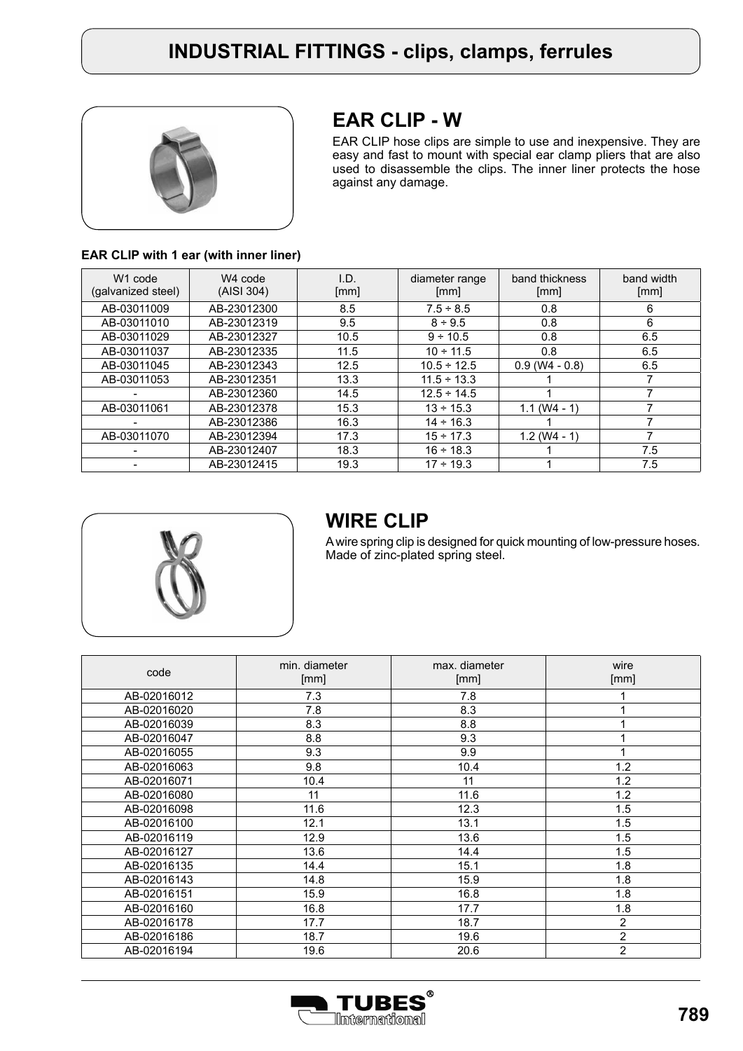# INDUSTRIAL FITTINGS - clips, clamps, ferrules

## EAR CLIP - W

EAR CLIP hose clips are simple to use and inexpensive. They are easy and fast to mount with special ear clamp pliers that are also used to disassemble the clips. The inner liner protects the hose against any damage.

**EAR CLIP with 1 ear (with inner liner)**

| W1 code (galvanized steel) | W4 code (AISI 304) | I.D. [mm] | diameter range [mm] | band thickness [mm] | band width [mm] |
|---|---|---|---|---|---|
| AB-03011009 | AB-23012300 | 8.5 | 7.5 ÷ 8.5 | 0.8 | 6 |
| AB-03011010 | AB-23012319 | 9.5 | 8 ÷ 9.5 | 0.8 | 6 |
| AB-03011029 | AB-23012327 | 10.5 | 9 ÷ 10.5 | 0.8 | 6.5 |
| AB-03011037 | AB-23012335 | 11.5 | 10 ÷ 11.5 | 0.8 | 6.5 |
| AB-03011045 | AB-23012343 | 12.5 | 10.5 ÷ 12.5 | 0.9 (W4 - 0.8) | 6.5 |
| AB-03011053 | AB-23012351 | 13.3 | 11.5 ÷ 13.3 | 1 | 7 |
| - | AB-23012360 | 14.5 | 12.5 ÷ 14.5 | 1 | 7 |
| AB-03011061 | AB-23012378 | 15.3 | 13 ÷ 15.3 | 1.1 (W4 - 1) | 7 |
| - | AB-23012386 | 16.3 | 14 ÷ 16.3 | 1 | 7 |
| AB-03011070 | AB-23012394 | 17.3 | 15 ÷ 17.3 | 1.2 (W4 - 1) | 7 |
| - | AB-23012407 | 18.3 | 16 ÷ 18.3 | 1 | 7.5 |
| - | AB-23012415 | 19.3 | 17 ÷ 19.3 | 1 | 7.5 |

## WIRE CLIP

A wire spring clip is designed for quick mounting of low-pressure hoses. Made of zinc-plated spring steel.

| code | min. diameter [mm] | max. diameter [mm] | wire [mm] |
|---|---|---|---|
| AB-02016012 | 7.3 | 7.8 | 1 |
| AB-02016020 | 7.8 | 8.3 | 1 |
| AB-02016039 | 8.3 | 8.8 | 1 |
| AB-02016047 | 8.8 | 9.3 | 1 |
| AB-02016055 | 9.3 | 9.9 | 1 |
| AB-02016063 | 9.8 | 10.4 | 1.2 |
| AB-02016071 | 10.4 | 11 | 1.2 |
| AB-02016080 | 11 | 11.6 | 1.2 |
| AB-02016098 | 11.6 | 12.3 | 1.5 |
| AB-02016100 | 12.1 | 13.1 | 1.5 |
| AB-02016119 | 12.9 | 13.6 | 1.5 |
| AB-02016127 | 13.6 | 14.4 | 1.5 |
| AB-02016135 | 14.4 | 15.1 | 1.8 |
| AB-02016143 | 14.8 | 15.9 | 1.8 |
| AB-02016151 | 15.9 | 16.8 | 1.8 |
| AB-02016160 | 16.8 | 17.7 | 1.8 |
| AB-02016178 | 17.7 | 18.7 | 2 |
| AB-02016186 | 18.7 | 19.6 | 2 |
| AB-02016194 | 19.6 | 20.6 | 2 |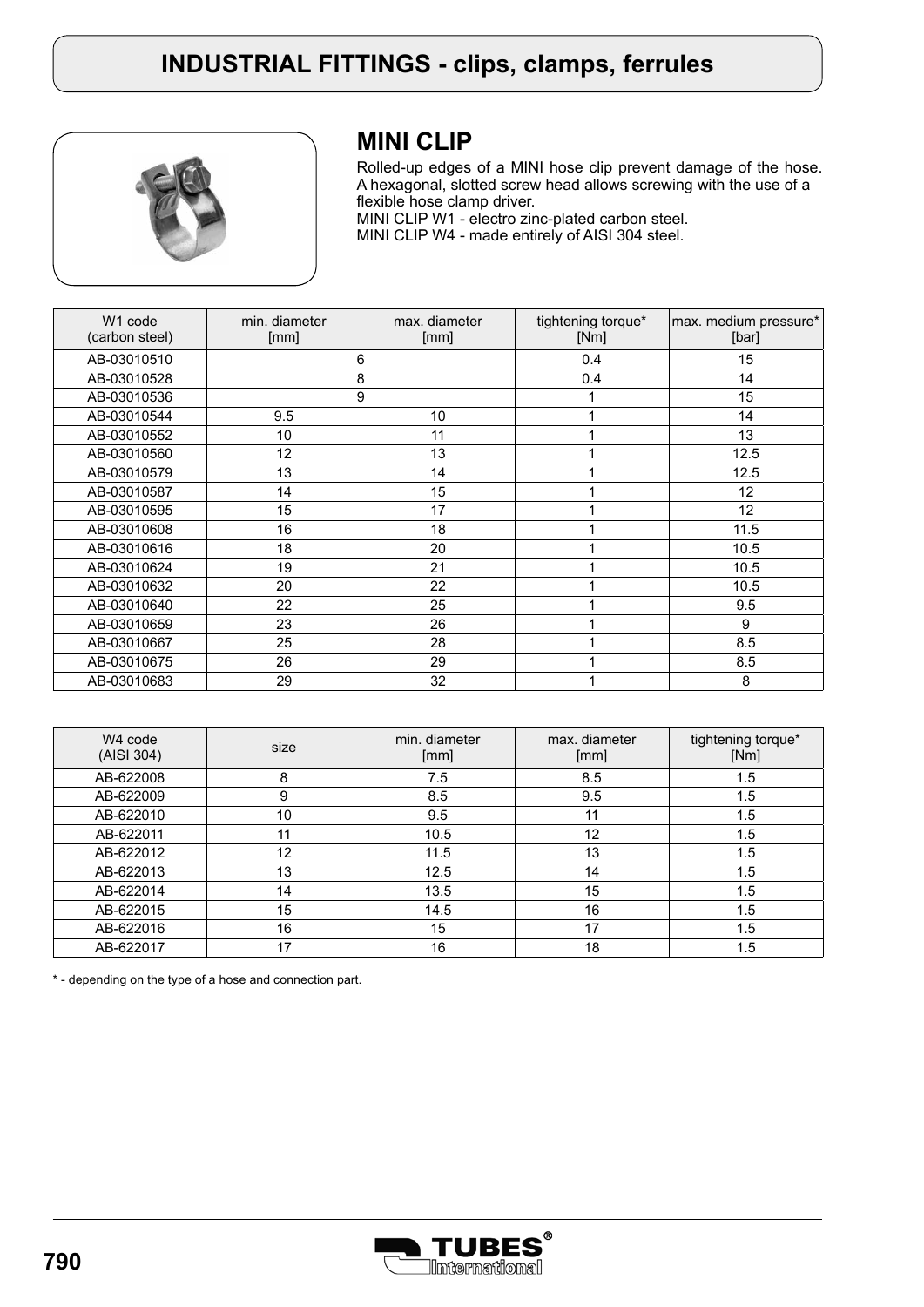# INDUSTRIAL FITTINGS - clips, clamps, ferrules

## MINI CLIP

Rolled-up edges of a MINI hose clip prevent damage of the hose. A hexagonal, slotted screw head allows screwing with the use of a flexible hose clamp driver.
MINI CLIP W1 - electro zinc-plated carbon steel.
MINI CLIP W4 - made entirely of AISI 304 steel.

| W1 code (carbon steel) | min. diameter [mm] | max. diameter [mm] | tightening torque* [Nm] | max. medium pressure* [bar] |
|---|---|---|---|---|
| AB-03010510 | 6 | | 0.4 | 15 |
| AB-03010528 | 8 | | 0.4 | 14 |
| AB-03010536 | 9 | | 1 | 15 |
| AB-03010544 | 9.5 | 10 | 1 | 14 |
| AB-03010552 | 10 | 11 | 1 | 13 |
| AB-03010560 | 12 | 13 | 1 | 12.5 |
| AB-03010579 | 13 | 14 | 1 | 12.5 |
| AB-03010587 | 14 | 15 | 1 | 12 |
| AB-03010595 | 15 | 17 | 1 | 12 |
| AB-03010608 | 16 | 18 | 1 | 11.5 |
| AB-03010616 | 18 | 20 | 1 | 10.5 |
| AB-03010624 | 19 | 21 | 1 | 10.5 |
| AB-03010632 | 20 | 22 | 1 | 10.5 |
| AB-03010640 | 22 | 25 | 1 | 9.5 |
| AB-03010659 | 23 | 26 | 1 | 9 |
| AB-03010667 | 25 | 28 | 1 | 8.5 |
| AB-03010675 | 26 | 29 | 1 | 8.5 |
| AB-03010683 | 29 | 32 | 1 | 8 |

| W4 code (AISI 304) | size | min. diameter [mm] | max. diameter [mm] | tightening torque* [Nm] |
|---|---|---|---|---|
| AB-622008 | 8 | 7.5 | 8.5 | 1.5 |
| AB-622009 | 9 | 8.5 | 9.5 | 1.5 |
| AB-622010 | 10 | 9.5 | 11 | 1.5 |
| AB-622011 | 11 | 10.5 | 12 | 1.5 |
| AB-622012 | 12 | 11.5 | 13 | 1.5 |
| AB-622013 | 13 | 12.5 | 14 | 1.5 |
| AB-622014 | 14 | 13.5 | 15 | 1.5 |
| AB-622015 | 15 | 14.5 | 16 | 1.5 |
| AB-622016 | 16 | 15 | 17 | 1.5 |
| AB-622017 | 17 | 16 | 18 | 1.5 |

* - depending on the type of a hose and connection part.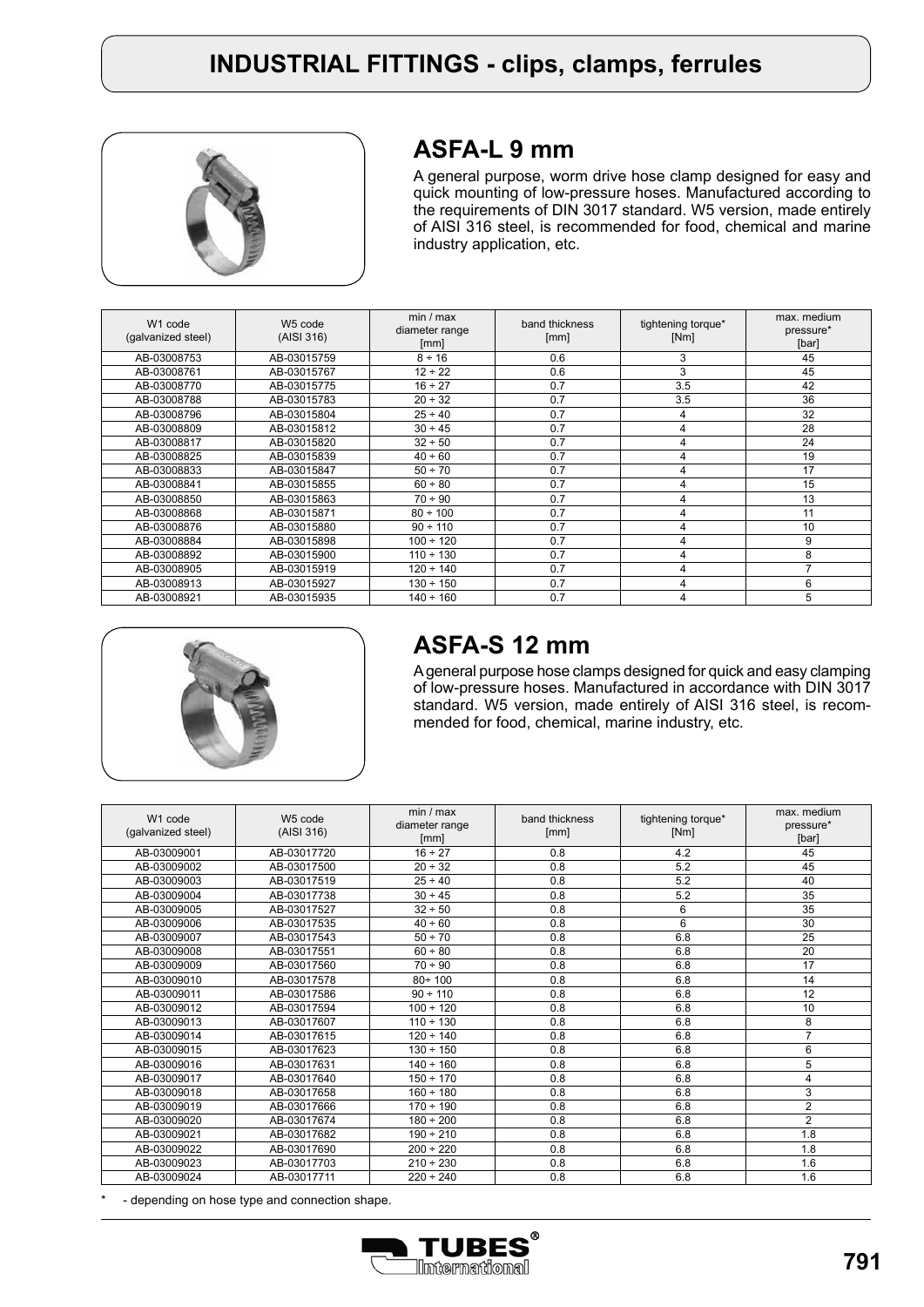# INDUSTRIAL FITTINGS - clips, clamps, ferrules

## ASFA-L 9 mm

A general purpose, worm drive hose clamp designed for easy and quick mounting of low-pressure hoses. Manufactured according to the requirements of DIN 3017 standard. W5 version, made entirely of AISI 316 steel, is recommended for food, chemical and marine industry application, etc.

| W1 code (galvanized steel) | W5 code (AISI 316) | min / max diameter range [mm] | band thickness [mm] | tightening torque* [Nm] | max. medium pressure* [bar] |
|---|---|---|---|---|---|
| AB-03008753 | AB-03015759 | 8 ÷ 16 | 0.6 | 3 | 45 |
| AB-03008761 | AB-03015767 | 12 ÷ 22 | 0.6 | 3 | 45 |
| AB-03008770 | AB-03015775 | 16 ÷ 27 | 0.7 | 3.5 | 42 |
| AB-03008788 | AB-03015783 | 20 ÷ 32 | 0.7 | 3.5 | 36 |
| AB-03008796 | AB-03015804 | 25 ÷ 40 | 0.7 | 4 | 32 |
| AB-03008809 | AB-03015812 | 30 ÷ 45 | 0.7 | 4 | 28 |
| AB-03008817 | AB-03015820 | 32 ÷ 50 | 0.7 | 4 | 24 |
| AB-03008825 | AB-03015839 | 40 ÷ 60 | 0.7 | 4 | 19 |
| AB-03008833 | AB-03015847 | 50 ÷ 70 | 0.7 | 4 | 17 |
| AB-03008841 | AB-03015855 | 60 ÷ 80 | 0.7 | 4 | 15 |
| AB-03008850 | AB-03015863 | 70 ÷ 90 | 0.7 | 4 | 13 |
| AB-03008868 | AB-03015871 | 80 ÷ 100 | 0.7 | 4 | 11 |
| AB-03008876 | AB-03015880 | 90 ÷ 110 | 0.7 | 4 | 10 |
| AB-03008884 | AB-03015898 | 100 ÷ 120 | 0.7 | 4 | 9 |
| AB-03008892 | AB-03015900 | 110 ÷ 130 | 0.7 | 4 | 8 |
| AB-03008905 | AB-03015919 | 120 ÷ 140 | 0.7 | 4 | 7 |
| AB-03008913 | AB-03015927 | 130 ÷ 150 | 0.7 | 4 | 6 |
| AB-03008921 | AB-03015935 | 140 ÷ 160 | 0.7 | 4 | 5 |

## ASFA-S 12 mm

A general purpose hose clamps designed for quick and easy clamping of low-pressure hoses. Manufactured in accordance with DIN 3017 standard. W5 version, made entirely of AISI 316 steel, is recommended for food, chemical, marine industry, etc.

| W1 code (galvanized steel) | W5 code (AISI 316) | min / max diameter range [mm] | band thickness [mm] | tightening torque* [Nm] | max. medium pressure* [bar] |
|---|---|---|---|---|---|
| AB-03009001 | AB-03017720 | 16 ÷ 27 | 0.8 | 4.2 | 45 |
| AB-03009002 | AB-03017500 | 20 ÷ 32 | 0.8 | 5.2 | 45 |
| AB-03009003 | AB-03017519 | 25 ÷ 40 | 0.8 | 5.2 | 40 |
| AB-03009004 | AB-03017738 | 30 ÷ 45 | 0.8 | 5.2 | 35 |
| AB-03009005 | AB-03017527 | 32 ÷ 50 | 0.8 | 6 | 35 |
| AB-03009006 | AB-03017535 | 40 ÷ 60 | 0.8 | 6 | 30 |
| AB-03009007 | AB-03017543 | 50 ÷ 70 | 0.8 | 6.8 | 25 |
| AB-03009008 | AB-03017551 | 60 ÷ 80 | 0.8 | 6.8 | 20 |
| AB-03009009 | AB-03017560 | 70 ÷ 90 | 0.8 | 6.8 | 17 |
| AB-03009010 | AB-03017578 | 80÷ 100 | 0.8 | 6.8 | 14 |
| AB-03009011 | AB-03017586 | 90 ÷ 110 | 0.8 | 6.8 | 12 |
| AB-03009012 | AB-03017594 | 100 ÷ 120 | 0.8 | 6.8 | 10 |
| AB-03009013 | AB-03017607 | 110 ÷ 130 | 0.8 | 6.8 | 8 |
| AB-03009014 | AB-03017615 | 120 ÷ 140 | 0.8 | 6.8 | 7 |
| AB-03009015 | AB-03017623 | 130 ÷ 150 | 0.8 | 6.8 | 6 |
| AB-03009016 | AB-03017631 | 140 ÷ 160 | 0.8 | 6.8 | 5 |
| AB-03009017 | AB-03017640 | 150 ÷ 170 | 0.8 | 6.8 | 4 |
| AB-03009018 | AB-03017658 | 160 ÷ 180 | 0.8 | 6.8 | 3 |
| AB-03009019 | AB-03017666 | 170 ÷ 190 | 0.8 | 6.8 | 2 |
| AB-03009020 | AB-03017674 | 180 ÷ 200 | 0.8 | 6.8 | 2 |
| AB-03009021 | AB-03017682 | 190 ÷ 210 | 0.8 | 6.8 | 1.8 |
| AB-03009022 | AB-03017690 | 200 ÷ 220 | 0.8 | 6.8 | 1.8 |
| AB-03009023 | AB-03017703 | 210 ÷ 230 | 0.8 | 6.8 | 1.6 |
| AB-03009024 | AB-03017711 | 220 ÷ 240 | 0.8 | 6.8 | 1.6 |

* - depending on hose type and connection shape.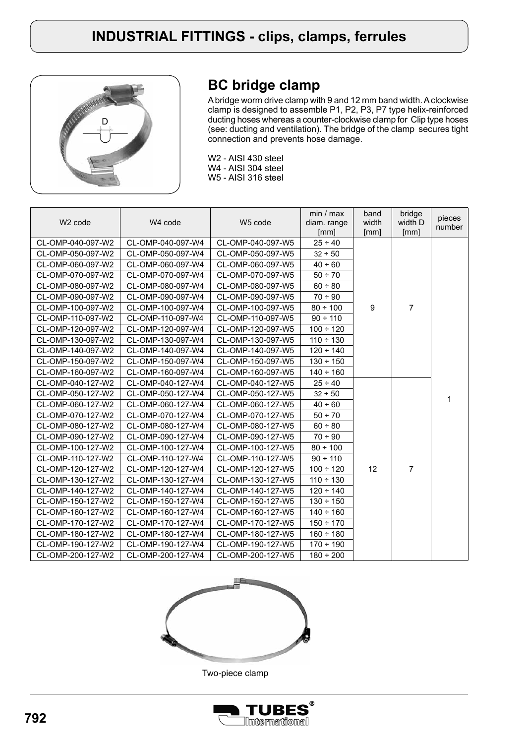# INDUSTRIAL FITTINGS - clips, clamps, ferrules

## BC bridge clamp

A bridge worm drive clamp with 9 and 12 mm band width. A clockwise clamp is designed to assemble P1, P2, P3, P7 type helix-reinforced ducting hoses whereas a counter-clockwise clamp for Clip type hoses (see: ducting and ventilation). The bridge of the clamp secures tight connection and prevents hose damage.

W2 - AISI 430 steel
W4 - AISI 304 steel
W5 - AISI 316 steel

| W2 code | W4 code | W5 code | min / max diam. range [mm] | band width [mm] | bridge width D [mm] | pieces number |
|---|---|---|---|---|---|---|
| CL-OMP-040-097-W2 | CL-OMP-040-097-W4 | CL-OMP-040-097-W5 | 25 ÷ 40 | 9 | 7 | 1 |
| CL-OMP-050-097-W2 | CL-OMP-050-097-W4 | CL-OMP-050-097-W5 | 32 ÷ 50 | | | |
| CL-OMP-060-097-W2 | CL-OMP-060-097-W4 | CL-OMP-060-097-W5 | 40 ÷ 60 | | | |
| CL-OMP-070-097-W2 | CL-OMP-070-097-W4 | CL-OMP-070-097-W5 | 50 ÷ 70 | | | |
| CL-OMP-080-097-W2 | CL-OMP-080-097-W4 | CL-OMP-080-097-W5 | 60 ÷ 80 | | | |
| CL-OMP-090-097-W2 | CL-OMP-090-097-W4 | CL-OMP-090-097-W5 | 70 ÷ 90 | | | |
| CL-OMP-100-097-W2 | CL-OMP-100-097-W4 | CL-OMP-100-097-W5 | 80 ÷ 100 | | | |
| CL-OMP-110-097-W2 | CL-OMP-110-097-W4 | CL-OMP-110-097-W5 | 90 ÷ 110 | | | |
| CL-OMP-120-097-W2 | CL-OMP-120-097-W4 | CL-OMP-120-097-W5 | 100 ÷ 120 | | | |
| CL-OMP-130-097-W2 | CL-OMP-130-097-W4 | CL-OMP-130-097-W5 | 110 ÷ 130 | | | |
| CL-OMP-140-097-W2 | CL-OMP-140-097-W4 | CL-OMP-140-097-W5 | 120 ÷ 140 | | | |
| CL-OMP-150-097-W2 | CL-OMP-150-097-W4 | CL-OMP-150-097-W5 | 130 ÷ 150 | | | |
| CL-OMP-160-097-W2 | CL-OMP-160-097-W4 | CL-OMP-160-097-W5 | 140 ÷ 160 | | | |
| CL-OMP-040-127-W2 | CL-OMP-040-127-W4 | CL-OMP-040-127-W5 | 25 ÷ 40 | 12 | 7 | |
| CL-OMP-050-127-W2 | CL-OMP-050-127-W4 | CL-OMP-050-127-W5 | 32 ÷ 50 | | | |
| CL-OMP-060-127-W2 | CL-OMP-060-127-W4 | CL-OMP-060-127-W5 | 40 ÷ 60 | | | |
| CL-OMP-070-127-W2 | CL-OMP-070-127-W4 | CL-OMP-070-127-W5 | 50 ÷ 70 | | | |
| CL-OMP-080-127-W2 | CL-OMP-080-127-W4 | CL-OMP-080-127-W5 | 60 ÷ 80 | | | |
| CL-OMP-090-127-W2 | CL-OMP-090-127-W4 | CL-OMP-090-127-W5 | 70 ÷ 90 | | | |
| CL-OMP-100-127-W2 | CL-OMP-100-127-W4 | CL-OMP-100-127-W5 | 80 ÷ 100 | | | |
| CL-OMP-110-127-W2 | CL-OMP-110-127-W4 | CL-OMP-110-127-W5 | 90 ÷ 110 | | | |
| CL-OMP-120-127-W2 | CL-OMP-120-127-W4 | CL-OMP-120-127-W5 | 100 ÷ 120 | | | |
| CL-OMP-130-127-W2 | CL-OMP-130-127-W4 | CL-OMP-130-127-W5 | 110 ÷ 130 | | | |
| CL-OMP-140-127-W2 | CL-OMP-140-127-W4 | CL-OMP-140-127-W5 | 120 ÷ 140 | | | |
| CL-OMP-150-127-W2 | CL-OMP-150-127-W4 | CL-OMP-150-127-W5 | 130 ÷ 150 | | | |
| CL-OMP-160-127-W2 | CL-OMP-160-127-W4 | CL-OMP-160-127-W5 | 140 ÷ 160 | | | |
| CL-OMP-170-127-W2 | CL-OMP-170-127-W4 | CL-OMP-170-127-W5 | 150 ÷ 170 | | | |
| CL-OMP-180-127-W2 | CL-OMP-180-127-W4 | CL-OMP-180-127-W5 | 160 ÷ 180 | | | |
| CL-OMP-190-127-W2 | CL-OMP-190-127-W4 | CL-OMP-190-127-W5 | 170 ÷ 190 | | | |
| CL-OMP-200-127-W2 | CL-OMP-200-127-W4 | CL-OMP-200-127-W5 | 180 ÷ 200 | | | |

Two-piece clamp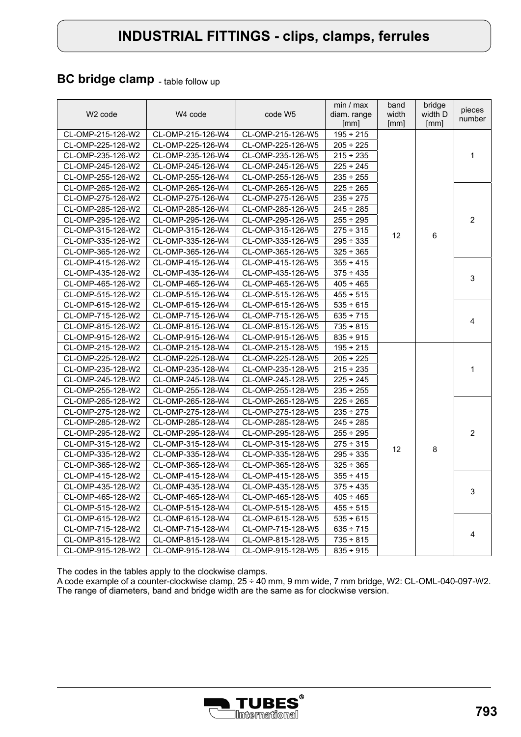# INDUSTRIAL FITTINGS - clips, clamps, ferrules

## BC bridge clamp - table follow up

| W2 code | W4 code | code W5 | min / max diam. range [mm] | band width [mm] | bridge width D [mm] | pieces number |
|---|---|---|---|---|---|---|
| CL-OMP-215-126-W2 | CL-OMP-215-126-W4 | CL-OMP-215-126-W5 | 195 ÷ 215 | 12 | 6 | 1 |
| CL-OMP-225-126-W2 | CL-OMP-225-126-W4 | CL-OMP-225-126-W5 | 205 ÷ 225 | | | |
| CL-OMP-235-126-W2 | CL-OMP-235-126-W4 | CL-OMP-235-126-W5 | 215 ÷ 235 | | | |
| CL-OMP-245-126-W2 | CL-OMP-245-126-W4 | CL-OMP-245-126-W5 | 225 ÷ 245 | | | |
| CL-OMP-255-126-W2 | CL-OMP-255-126-W4 | CL-OMP-255-126-W5 | 235 ÷ 255 | | | |
| CL-OMP-265-126-W2 | CL-OMP-265-126-W4 | CL-OMP-265-126-W5 | 225 ÷ 265 | | | 2 |
| CL-OMP-275-126-W2 | CL-OMP-275-126-W4 | CL-OMP-275-126-W5 | 235 ÷ 275 | | | |
| CL-OMP-285-126-W2 | CL-OMP-285-126-W4 | CL-OMP-285-126-W5 | 245 ÷ 285 | | | |
| CL-OMP-295-126-W2 | CL-OMP-295-126-W4 | CL-OMP-295-126-W5 | 255 ÷ 295 | | | |
| CL-OMP-315-126-W2 | CL-OMP-315-126-W4 | CL-OMP-315-126-W5 | 275 ÷ 315 | | | |
| CL-OMP-335-126-W2 | CL-OMP-335-126-W4 | CL-OMP-335-126-W5 | 295 ÷ 335 | | | |
| CL-OMP-365-126-W2 | CL-OMP-365-126-W4 | CL-OMP-365-126-W5 | 325 ÷ 365 | | | |
| CL-OMP-415-126-W2 | CL-OMP-415-126-W4 | CL-OMP-415-126-W5 | 355 ÷ 415 | | | 3 |
| CL-OMP-435-126-W2 | CL-OMP-435-126-W4 | CL-OMP-435-126-W5 | 375 ÷ 435 | | | |
| CL-OMP-465-126-W2 | CL-OMP-465-126-W4 | CL-OMP-465-126-W5 | 405 ÷ 465 | | | |
| CL-OMP-515-126-W2 | CL-OMP-515-126-W4 | CL-OMP-515-126-W5 | 455 ÷ 515 | | | |
| CL-OMP-615-126-W2 | CL-OMP-615-126-W4 | CL-OMP-615-126-W5 | 535 ÷ 615 | | | 4 |
| CL-OMP-715-126-W2 | CL-OMP-715-126-W4 | CL-OMP-715-126-W5 | 635 ÷ 715 | | | |
| CL-OMP-815-126-W2 | CL-OMP-815-126-W4 | CL-OMP-815-126-W5 | 735 ÷ 815 | | | |
| CL-OMP-915-126-W2 | CL-OMP-915-126-W4 | CL-OMP-915-126-W5 | 835 ÷ 915 | | | |
| CL-OMP-215-128-W2 | CL-OMP-215-128-W4 | CL-OMP-215-128-W5 | 195 ÷ 215 | 12 | 8 | 1 |
| CL-OMP-225-128-W2 | CL-OMP-225-128-W4 | CL-OMP-225-128-W5 | 205 ÷ 225 | | | |
| CL-OMP-235-128-W2 | CL-OMP-235-128-W4 | CL-OMP-235-128-W5 | 215 ÷ 235 | | | |
| CL-OMP-245-128-W2 | CL-OMP-245-128-W4 | CL-OMP-245-128-W5 | 225 ÷ 245 | | | |
| CL-OMP-255-128-W2 | CL-OMP-255-128-W4 | CL-OMP-255-128-W5 | 235 ÷ 255 | | | |
| CL-OMP-265-128-W2 | CL-OMP-265-128-W4 | CL-OMP-265-128-W5 | 225 ÷ 265 | | | 2 |
| CL-OMP-275-128-W2 | CL-OMP-275-128-W4 | CL-OMP-275-128-W5 | 235 ÷ 275 | | | |
| CL-OMP-285-128-W2 | CL-OMP-285-128-W4 | CL-OMP-285-128-W5 | 245 ÷ 285 | | | |
| CL-OMP-295-128-W2 | CL-OMP-295-128-W4 | CL-OMP-295-128-W5 | 255 ÷ 295 | | | |
| CL-OMP-315-128-W2 | CL-OMP-315-128-W4 | CL-OMP-315-128-W5 | 275 ÷ 315 | | | |
| CL-OMP-335-128-W2 | CL-OMP-335-128-W4 | CL-OMP-335-128-W5 | 295 ÷ 335 | | | |
| CL-OMP-365-128-W2 | CL-OMP-365-128-W4 | CL-OMP-365-128-W5 | 325 ÷ 365 | | | |
| CL-OMP-415-128-W2 | CL-OMP-415-128-W4 | CL-OMP-415-128-W5 | 355 ÷ 415 | | | 3 |
| CL-OMP-435-128-W2 | CL-OMP-435-128-W4 | CL-OMP-435-128-W5 | 375 ÷ 435 | | | |
| CL-OMP-465-128-W2 | CL-OMP-465-128-W4 | CL-OMP-465-128-W5 | 405 ÷ 465 | | | |
| CL-OMP-515-128-W2 | CL-OMP-515-128-W4 | CL-OMP-515-128-W5 | 455 ÷ 515 | | | |
| CL-OMP-615-128-W2 | CL-OMP-615-128-W4 | CL-OMP-615-128-W5 | 535 ÷ 615 | | | 4 |
| CL-OMP-715-128-W2 | CL-OMP-715-128-W4 | CL-OMP-715-128-W5 | 635 ÷ 715 | | | |
| CL-OMP-815-128-W2 | CL-OMP-815-128-W4 | CL-OMP-815-128-W5 | 735 ÷ 815 | | | |
| CL-OMP-915-128-W2 | CL-OMP-915-128-W4 | CL-OMP-915-128-W5 | 835 ÷ 915 | | | |

The codes in the tables apply to the clockwise clamps.
A code example of a counter-clockwise clamp, 25 ÷ 40 mm, 9 mm wide, 7 mm bridge, W2: CL-OML-040-097-W2.
The range of diameters, band and bridge width are the same as for clockwise version.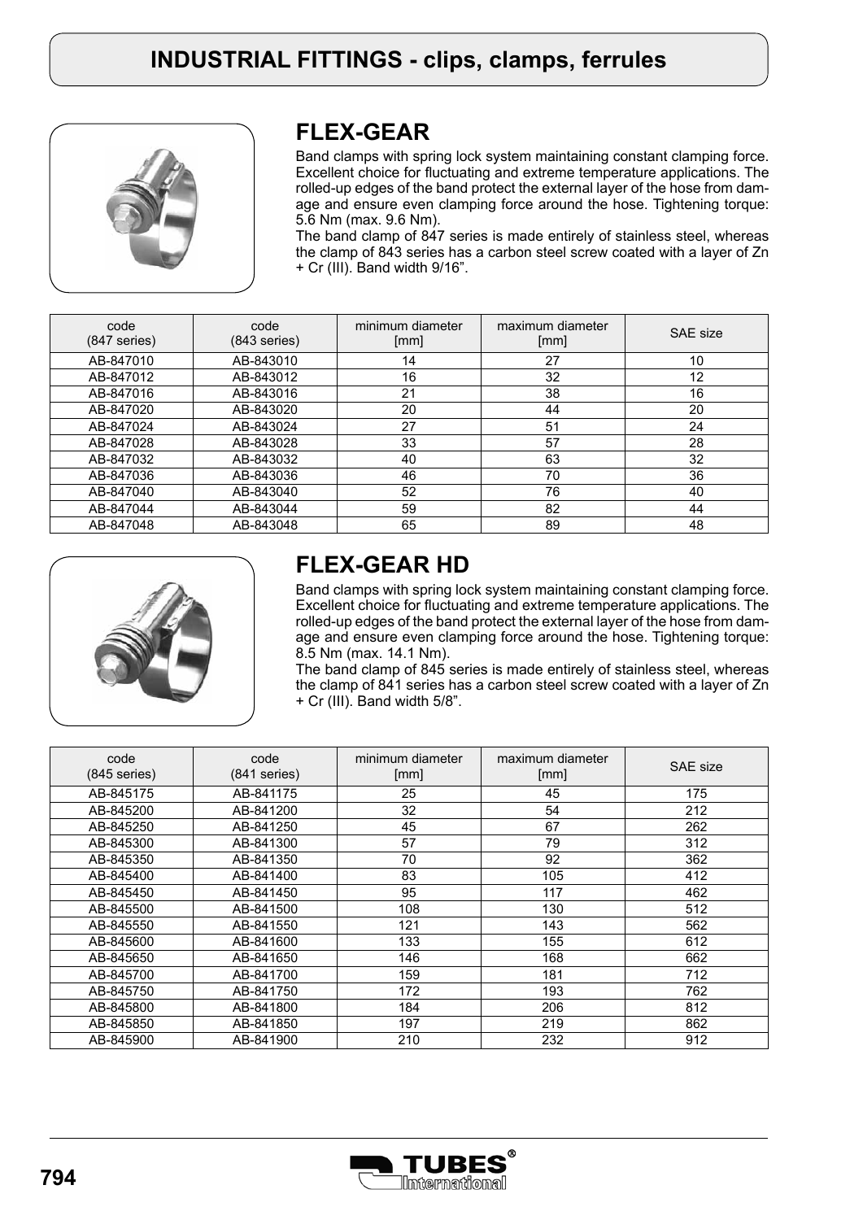# INDUSTRIAL FITTINGS - clips, clamps, ferrules

## FLEX-GEAR

Band clamps with spring lock system maintaining constant clamping force. Excellent choice for fluctuating and extreme temperature applications. The rolled-up edges of the band protect the external layer of the hose from damage and ensure even clamping force around the hose. Tightening torque: 5.6 Nm (max. 9.6 Nm).
The band clamp of 847 series is made entirely of stainless steel, whereas the clamp of 843 series has a carbon steel screw coated with a layer of Zn + Cr (III). Band width 9/16".

| code (847 series) | code (843 series) | minimum diameter [mm] | maximum diameter [mm] | SAE size |
|---|---|---|---|---|
| AB-847010 | AB-843010 | 14 | 27 | 10 |
| AB-847012 | AB-843012 | 16 | 32 | 12 |
| AB-847016 | AB-843016 | 21 | 38 | 16 |
| AB-847020 | AB-843020 | 20 | 44 | 20 |
| AB-847024 | AB-843024 | 27 | 51 | 24 |
| AB-847028 | AB-843028 | 33 | 57 | 28 |
| AB-847032 | AB-843032 | 40 | 63 | 32 |
| AB-847036 | AB-843036 | 46 | 70 | 36 |
| AB-847040 | AB-843040 | 52 | 76 | 40 |
| AB-847044 | AB-843044 | 59 | 82 | 44 |
| AB-847048 | AB-843048 | 65 | 89 | 48 |

## FLEX-GEAR HD

Band clamps with spring lock system maintaining constant clamping force. Excellent choice for fluctuating and extreme temperature applications. The rolled-up edges of the band protect the external layer of the hose from damage and ensure even clamping force around the hose. Tightening torque: 8.5 Nm (max. 14.1 Nm).
The band clamp of 845 series is made entirely of stainless steel, whereas the clamp of 841 series has a carbon steel screw coated with a layer of Zn + Cr (III). Band width 5/8".

| code (845 series) | code (841 series) | minimum diameter [mm] | maximum diameter [mm] | SAE size |
|---|---|---|---|---|
| AB-845175 | AB-841175 | 25 | 45 | 175 |
| AB-845200 | AB-841200 | 32 | 54 | 212 |
| AB-845250 | AB-841250 | 45 | 67 | 262 |
| AB-845300 | AB-841300 | 57 | 79 | 312 |
| AB-845350 | AB-841350 | 70 | 92 | 362 |
| AB-845400 | AB-841400 | 83 | 105 | 412 |
| AB-845450 | AB-841450 | 95 | 117 | 462 |
| AB-845500 | AB-841500 | 108 | 130 | 512 |
| AB-845550 | AB-841550 | 121 | 143 | 562 |
| AB-845600 | AB-841600 | 133 | 155 | 612 |
| AB-845650 | AB-841650 | 146 | 168 | 662 |
| AB-845700 | AB-841700 | 159 | 181 | 712 |
| AB-845750 | AB-841750 | 172 | 193 | 762 |
| AB-845800 | AB-841800 | 184 | 206 | 812 |
| AB-845850 | AB-841850 | 197 | 219 | 862 |
| AB-845900 | AB-841900 | 210 | 232 | 912 |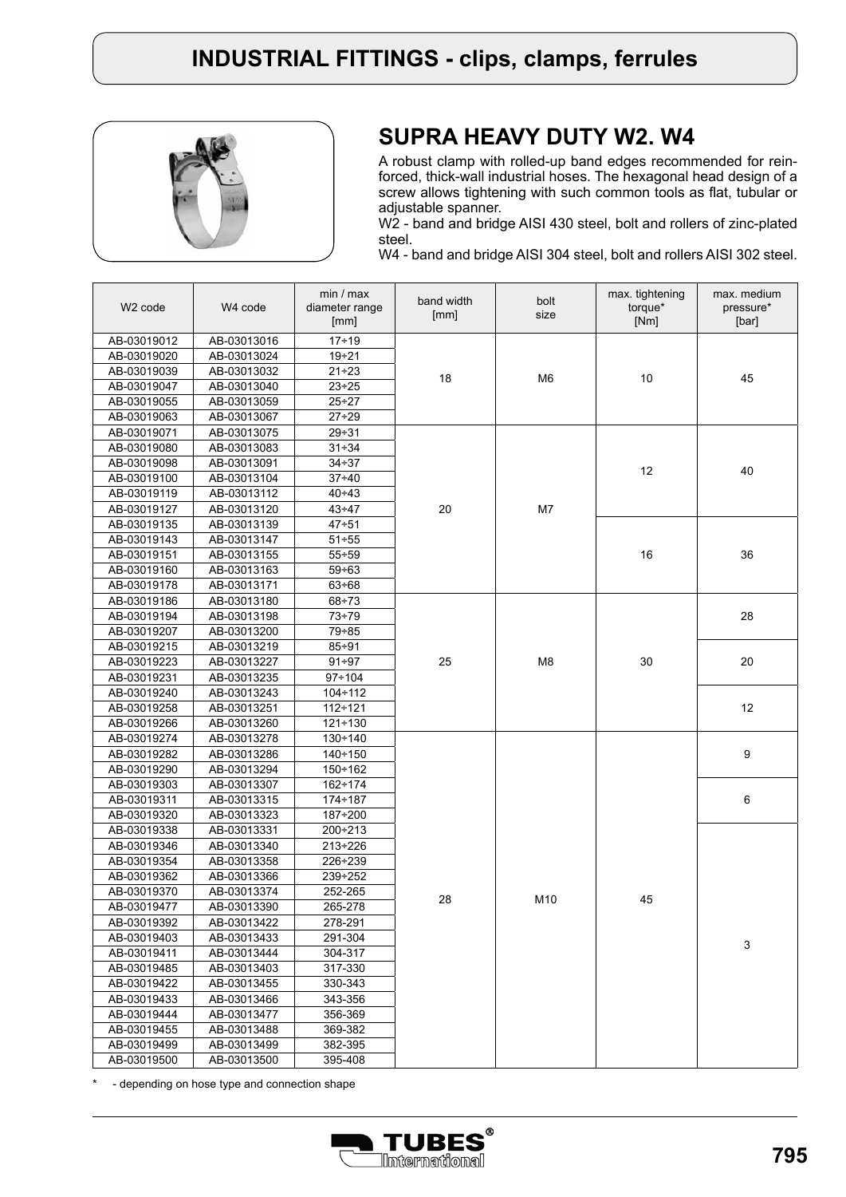# INDUSTRIAL FITTINGS - clips, clamps, ferrules

## SUPRA HEAVY DUTY W2. W4

A robust clamp with rolled-up band edges recommended for reinforced, thick-wall industrial hoses. The hexagonal head design of a screw allows tightening with such common tools as flat, tubular or adjustable spanner.

W2 - band and bridge AISI 430 steel, bolt and rollers of zinc-plated steel.

W4 - band and bridge AISI 304 steel, bolt and rollers AISI 302 steel.

| W2 code | W4 code | min / max diameter range [mm] | band width [mm] | bolt size | max. tightening torque* [Nm] | max. medium pressure* [bar] |
|---|---|---|---|---|---|---|
| AB-03019012 | AB-03013016 | 17÷19 | 18 | M6 | 10 | 45 |
| AB-03019020 | AB-03013024 | 19÷21 | | | | |
| AB-03019039 | AB-03013032 | 21÷23 | | | | |
| AB-03019047 | AB-03013040 | 23÷25 | | | | |
| AB-03019055 | AB-03013059 | 25÷27 | | | | |
| AB-03019063 | AB-03013067 | 27÷29 | | | | |
| AB-03019071 | AB-03013075 | 29÷31 | 20 | M7 | 12 | 40 |
| AB-03019080 | AB-03013083 | 31÷34 | | | | |
| AB-03019098 | AB-03013091 | 34÷37 | | | | |
| AB-03019100 | AB-03013104 | 37÷40 | | | | |
| AB-03019119 | AB-03013112 | 40÷43 | | | | |
| AB-03019127 | AB-03013120 | 43÷47 | | | | |
| AB-03019135 | AB-03013139 | 47÷51 | | | 16 | 36 |
| AB-03019143 | AB-03013147 | 51÷55 | | | | |
| AB-03019151 | AB-03013155 | 55÷59 | | | | |
| AB-03019160 | AB-03013163 | 59÷63 | | | | |
| AB-03019178 | AB-03013171 | 63÷68 | | | | |
| AB-03019186 | AB-03013180 | 68÷73 | 25 | M8 | 30 | 28 |
| AB-03019194 | AB-03013198 | 73÷79 | | | | |
| AB-03019207 | AB-03013200 | 79÷85 | | | | |
| AB-03019215 | AB-03013219 | 85÷91 | | | | 20 |
| AB-03019223 | AB-03013227 | 91÷97 | | | | |
| AB-03019231 | AB-03013235 | 97÷104 | | | | |
| AB-03019240 | AB-03013243 | 104÷112 | | | | 12 |
| AB-03019258 | AB-03013251 | 112÷121 | | | | |
| AB-03019266 | AB-03013260 | 121÷130 | | | | |
| AB-03019274 | AB-03013278 | 130÷140 | 28 | M10 | 45 | 9 |
| AB-03019282 | AB-03013286 | 140÷150 | | | | |
| AB-03019290 | AB-03013294 | 150÷162 | | | | |
| AB-03019303 | AB-03013307 | 162÷174 | | | | 6 |
| AB-03019311 | AB-03013315 | 174÷187 | | | | |
| AB-03019320 | AB-03013323 | 187÷200 | | | | |
| AB-03019338 | AB-03013331 | 200÷213 | | | | 3 |
| AB-03019346 | AB-03013340 | 213÷226 | | | | |
| AB-03019354 | AB-03013358 | 226÷239 | | | | |
| AB-03019362 | AB-03013366 | 239÷252 | | | | |
| AB-03019370 | AB-03013374 | 252-265 | | | | |
| AB-03019477 | AB-03013390 | 265-278 | | | | |
| AB-03019392 | AB-03013422 | 278-291 | | | | |
| AB-03019403 | AB-03013433 | 291-304 | | | | |
| AB-03019411 | AB-03013444 | 304-317 | | | | |
| AB-03019485 | AB-03013403 | 317-330 | | | | |
| AB-03019422 | AB-03013455 | 330-343 | | | | |
| AB-03019433 | AB-03013466 | 343-356 | | | | |
| AB-03019444 | AB-03013477 | 356-369 | | | | |
| AB-03019455 | AB-03013488 | 369-382 | | | | |
| AB-03019499 | AB-03013499 | 382-395 | | | | |
| AB-03019500 | AB-03013500 | 395-408 | | | | |

\* - depending on hose type and connection shape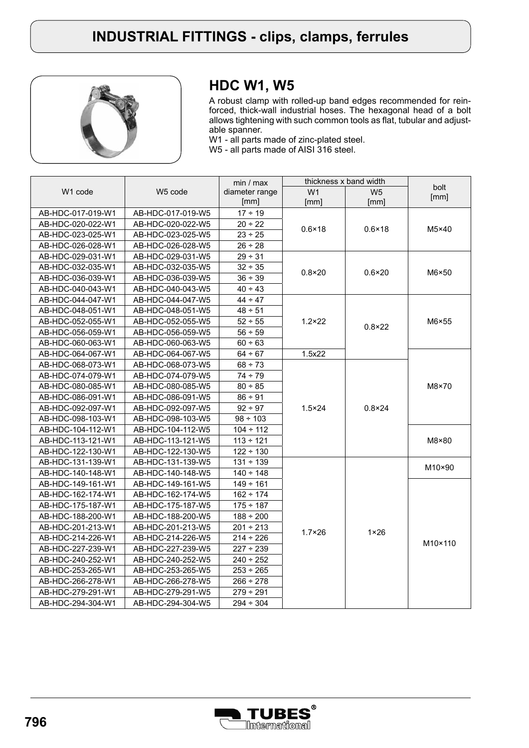# INDUSTRIAL FITTINGS - clips, clamps, ferrules

## HDC W1, W5

A robust clamp with rolled-up band edges recommended for reinforced, thick-wall industrial hoses. The hexagonal head of a bolt allows tightening with such common tools as flat, tubular and adjustable spanner.
W1 - all parts made of zinc-plated steel.
W5 - all parts made of AISI 316 steel.

| W1 code | W5 code | min / max diameter range [mm] | thickness x band width | | bolt [mm] |
|---|---|---|---|---|---|
| | | | W1 [mm] | W5 [mm] | |
| AB-HDC-017-019-W1 | AB-HDC-017-019-W5 | 17 ÷ 19 | 0.6×18 | 0.6×18 | M5×40 |
| AB-HDC-020-022-W1 | AB-HDC-020-022-W5 | 20 ÷ 22 | 0.6×18 | 0.6×18 | M5×40 |
| AB-HDC-023-025-W1 | AB-HDC-023-025-W5 | 23 ÷ 25 | 0.6×18 | 0.6×18 | M5×40 |
| AB-HDC-026-028-W1 | AB-HDC-026-028-W5 | 26 ÷ 28 | 0.6×18 | 0.6×18 | M5×40 |
| AB-HDC-029-031-W1 | AB-HDC-029-031-W5 | 29 ÷ 31 | 0.8×20 | 0.6×20 | M6×50 |
| AB-HDC-032-035-W1 | AB-HDC-032-035-W5 | 32 ÷ 35 | 0.8×20 | 0.6×20 | M6×50 |
| AB-HDC-036-039-W1 | AB-HDC-036-039-W5 | 36 ÷ 39 | 0.8×20 | 0.6×20 | M6×50 |
| AB-HDC-040-043-W1 | AB-HDC-040-043-W5 | 40 ÷ 43 | 0.8×20 | 0.6×20 | M6×50 |
| AB-HDC-044-047-W1 | AB-HDC-044-047-W5 | 44 ÷ 47 | 1.2×22 | 0.8×22 | M6×55 |
| AB-HDC-048-051-W1 | AB-HDC-048-051-W5 | 48 ÷ 51 | 1.2×22 | 0.8×22 | M6×55 |
| AB-HDC-052-055-W1 | AB-HDC-052-055-W5 | 52 ÷ 55 | 1.2×22 | 0.8×22 | M6×55 |
| AB-HDC-056-059-W1 | AB-HDC-056-059-W5 | 56 ÷ 59 | 1.2×22 | 0.8×22 | M6×55 |
| AB-HDC-060-063-W1 | AB-HDC-060-063-W5 | 60 ÷ 63 | 1.2×22 | 0.8×22 | M6×55 |
| AB-HDC-064-067-W1 | AB-HDC-064-067-W5 | 64 ÷ 67 | 1.5x22 | 0.8×22 | M8×70 |
| AB-HDC-068-073-W1 | AB-HDC-068-073-W5 | 68 ÷ 73 | 1.5×24 | 0.8×24 | M8×70 |
| AB-HDC-074-079-W1 | AB-HDC-074-079-W5 | 74 ÷ 79 | 1.5×24 | 0.8×24 | M8×70 |
| AB-HDC-080-085-W1 | AB-HDC-080-085-W5 | 80 ÷ 85 | 1.5×24 | 0.8×24 | M8×70 |
| AB-HDC-086-091-W1 | AB-HDC-086-091-W5 | 86 ÷ 91 | 1.5×24 | 0.8×24 | M8×70 |
| AB-HDC-092-097-W1 | AB-HDC-092-097-W5 | 92 ÷ 97 | 1.5×24 | 0.8×24 | M8×70 |
| AB-HDC-098-103-W1 | AB-HDC-098-103-W5 | 98 ÷ 103 | 1.5×24 | 0.8×24 | M8×70 |
| AB-HDC-104-112-W1 | AB-HDC-104-112-W5 | 104 ÷ 112 | 1.5×24 | 0.8×24 | M8×80 |
| AB-HDC-113-121-W1 | AB-HDC-113-121-W5 | 113 ÷ 121 | 1.5×24 | 0.8×24 | M8×80 |
| AB-HDC-122-130-W1 | AB-HDC-122-130-W5 | 122 ÷ 130 | 1.5×24 | 0.8×24 | M8×80 |
| AB-HDC-131-139-W1 | AB-HDC-131-139-W5 | 131 ÷ 139 | 1.7×26 | 1×26 | M10×90 |
| AB-HDC-140-148-W1 | AB-HDC-140-148-W5 | 140 ÷ 148 | 1.7×26 | 1×26 | M10×90 |
| AB-HDC-149-161-W1 | AB-HDC-149-161-W5 | 149 ÷ 161 | 1.7×26 | 1×26 | M10×110 |
| AB-HDC-162-174-W1 | AB-HDC-162-174-W5 | 162 ÷ 174 | 1.7×26 | 1×26 | M10×110 |
| AB-HDC-175-187-W1 | AB-HDC-175-187-W5 | 175 ÷ 187 | 1.7×26 | 1×26 | M10×110 |
| AB-HDC-188-200-W1 | AB-HDC-188-200-W5 | 188 ÷ 200 | 1.7×26 | 1×26 | M10×110 |
| AB-HDC-201-213-W1 | AB-HDC-201-213-W5 | 201 ÷ 213 | 1.7×26 | 1×26 | M10×110 |
| AB-HDC-214-226-W1 | AB-HDC-214-226-W5 | 214 ÷ 226 | 1.7×26 | 1×26 | M10×110 |
| AB-HDC-227-239-W1 | AB-HDC-227-239-W5 | 227 ÷ 239 | 1.7×26 | 1×26 | M10×110 |
| AB-HDC-240-252-W1 | AB-HDC-240-252-W5 | 240 ÷ 252 | 1.7×26 | 1×26 | M10×110 |
| AB-HDC-253-265-W1 | AB-HDC-253-265-W5 | 253 ÷ 265 | 1.7×26 | 1×26 | M10×110 |
| AB-HDC-266-278-W1 | AB-HDC-266-278-W5 | 266 ÷ 278 | 1.7×26 | 1×26 | M10×110 |
| AB-HDC-279-291-W1 | AB-HDC-279-291-W5 | 279 ÷ 291 | 1.7×26 | 1×26 | M10×110 |
| AB-HDC-294-304-W1 | AB-HDC-294-304-W5 | 294 ÷ 304 | 1.7×26 | 1×26 | M10×110 |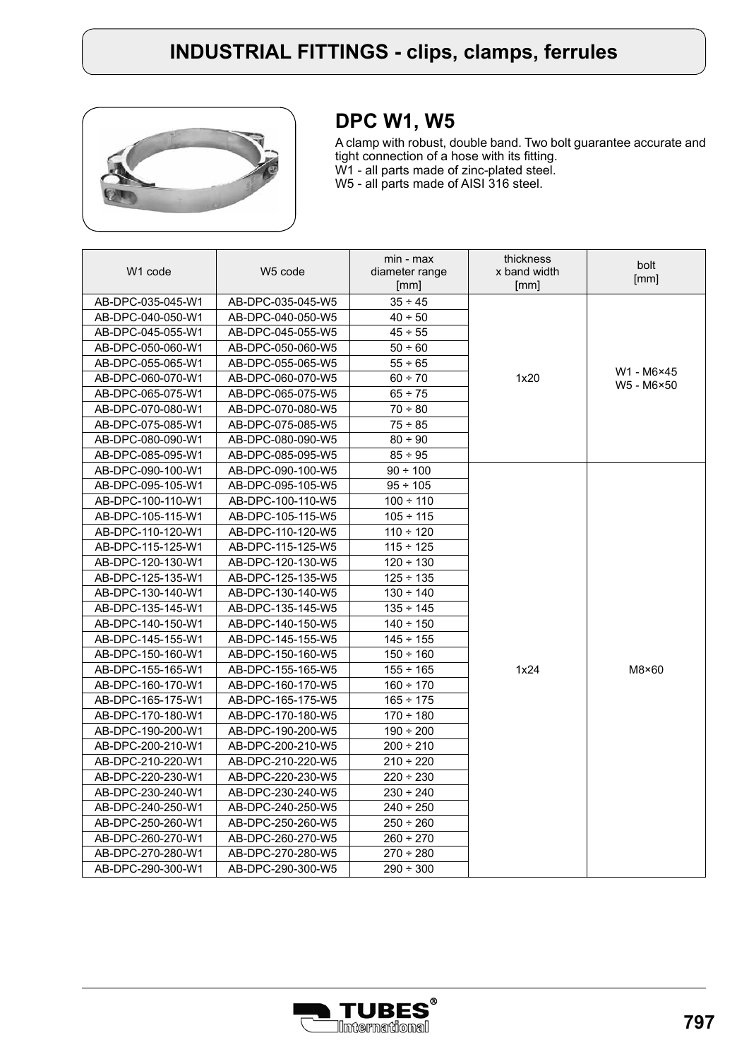## INDUSTRIAL FITTINGS - clips, clamps, ferrules

### DPC W1, W5

A clamp with robust, double band. Two bolt guarantee accurate and tight connection of a hose with its fitting.
W1 - all parts made of zinc-plated steel.
W5 - all parts made of AISI 316 steel.

| W1 code | W5 code | min - max diameter range [mm] | thickness x band width [mm] | bolt [mm] |
|---|---|---|---|---|
| AB-DPC-035-045-W1 | AB-DPC-035-045-W5 | 35 ÷ 45 | 1x20 | W1 - M6×45 W5 - M6×50 |
| AB-DPC-040-050-W1 | AB-DPC-040-050-W5 | 40 ÷ 50 | | |
| AB-DPC-045-055-W1 | AB-DPC-045-055-W5 | 45 ÷ 55 | | |
| AB-DPC-050-060-W1 | AB-DPC-050-060-W5 | 50 ÷ 60 | | |
| AB-DPC-055-065-W1 | AB-DPC-055-065-W5 | 55 ÷ 65 | | |
| AB-DPC-060-070-W1 | AB-DPC-060-070-W5 | 60 ÷ 70 | | |
| AB-DPC-065-075-W1 | AB-DPC-065-075-W5 | 65 ÷ 75 | | |
| AB-DPC-070-080-W1 | AB-DPC-070-080-W5 | 70 ÷ 80 | | |
| AB-DPC-075-085-W1 | AB-DPC-075-085-W5 | 75 ÷ 85 | | |
| AB-DPC-080-090-W1 | AB-DPC-080-090-W5 | 80 ÷ 90 | | |
| AB-DPC-085-095-W1 | AB-DPC-085-095-W5 | 85 ÷ 95 | | |
| AB-DPC-090-100-W1 | AB-DPC-090-100-W5 | 90 ÷ 100 | 1x24 | M8×60 |
| AB-DPC-095-105-W1 | AB-DPC-095-105-W5 | 95 ÷ 105 | | |
| AB-DPC-100-110-W1 | AB-DPC-100-110-W5 | 100 ÷ 110 | | |
| AB-DPC-105-115-W1 | AB-DPC-105-115-W5 | 105 ÷ 115 | | |
| AB-DPC-110-120-W1 | AB-DPC-110-120-W5 | 110 ÷ 120 | | |
| AB-DPC-115-125-W1 | AB-DPC-115-125-W5 | 115 ÷ 125 | | |
| AB-DPC-120-130-W1 | AB-DPC-120-130-W5 | 120 ÷ 130 | | |
| AB-DPC-125-135-W1 | AB-DPC-125-135-W5 | 125 ÷ 135 | | |
| AB-DPC-130-140-W1 | AB-DPC-130-140-W5 | 130 ÷ 140 | | |
| AB-DPC-135-145-W1 | AB-DPC-135-145-W5 | 135 ÷ 145 | | |
| AB-DPC-140-150-W1 | AB-DPC-140-150-W5 | 140 ÷ 150 | | |
| AB-DPC-145-155-W1 | AB-DPC-145-155-W5 | 145 ÷ 155 | | |
| AB-DPC-150-160-W1 | AB-DPC-150-160-W5 | 150 ÷ 160 | | |
| AB-DPC-155-165-W1 | AB-DPC-155-165-W5 | 155 ÷ 165 | | |
| AB-DPC-160-170-W1 | AB-DPC-160-170-W5 | 160 ÷ 170 | | |
| AB-DPC-165-175-W1 | AB-DPC-165-175-W5 | 165 ÷ 175 | | |
| AB-DPC-170-180-W1 | AB-DPC-170-180-W5 | 170 ÷ 180 | | |
| AB-DPC-190-200-W1 | AB-DPC-190-200-W5 | 190 ÷ 200 | | |
| AB-DPC-200-210-W1 | AB-DPC-200-210-W5 | 200 ÷ 210 | | |
| AB-DPC-210-220-W1 | AB-DPC-210-220-W5 | 210 ÷ 220 | | |
| AB-DPC-220-230-W1 | AB-DPC-220-230-W5 | 220 ÷ 230 | | |
| AB-DPC-230-240-W1 | AB-DPC-230-240-W5 | 230 ÷ 240 | | |
| AB-DPC-240-250-W1 | AB-DPC-240-250-W5 | 240 ÷ 250 | | |
| AB-DPC-250-260-W1 | AB-DPC-250-260-W5 | 250 ÷ 260 | | |
| AB-DPC-260-270-W1 | AB-DPC-260-270-W5 | 260 ÷ 270 | | |
| AB-DPC-270-280-W1 | AB-DPC-270-280-W5 | 270 ÷ 280 | | |
| AB-DPC-290-300-W1 | AB-DPC-290-300-W5 | 290 ÷ 300 | | |